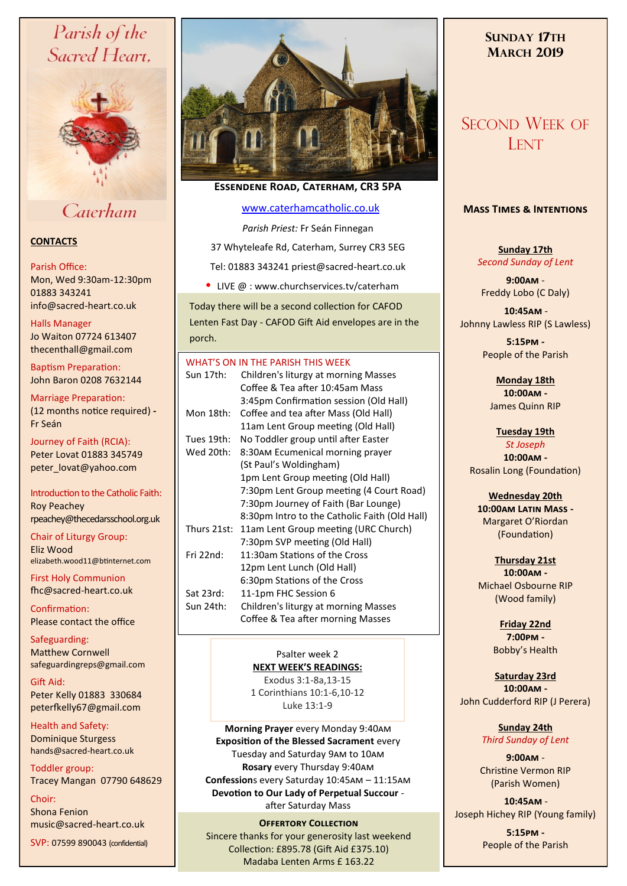# Parish of the Sacred Heart, Caterham

## CONTACTS

Parish Office:
Mon, Wed 9:30am-12:30pm
01883 343241
info@sacred-heart.co.uk

Halls Manager
Jo Waiton 07724 613407
thecenthall@gmail.com

Baptism Preparation:
John Baron 0208 7632144

Marriage Preparation:
(12 months notice required) - Fr Seán

Journey of Faith (RCIA):
Peter Lovat 01883 345749
peter_lovat@yahoo.com

Introduction to the Catholic Faith:
Roy Peachey
rpeachey@thecedarsschool.org.uk

Chair of Liturgy Group:
Eliz Wood
elizabeth.wood11@btinternet.com

First Holy Communion
fhc@sacred-heart.co.uk

Confirmation:
Please contact the office

Safeguarding:
Matthew Cornwell
safeguardingreps@gmail.com

Gift Aid:
Peter Kelly 01883 330684
peterfkelly67@gmail.com

Health and Safety:
Dominique Sturgess
hands@sacred-heart.co.uk

Toddler group:
Tracey Mangan 07790 648629

Choir:
Shona Fenion
music@sacred-heart.co.uk

SVP: 07599 890043 (confidential)

**ESSENDENE ROAD, CATERHAM, CR3 5PA**

www.caterhamcatholic.co.uk

*Parish Priest:* Fr Seán Finnegan

37 Whyteleafe Rd, Caterham, Surrey CR3 5EG

Tel: 01883 343241 priest@sacred-heart.co.uk

- LIVE @ : www.churchservices.tv/caterham

Today there will be a second collection for CAFOD Lenten Fast Day - CAFOD Gift Aid envelopes are in the porch.

## WHAT'S ON IN THE PARISH THIS WEEK

| | |
|---|---|
| Sun 17th: | Children's liturgy at morning Masses<br>Coffee & Tea after 10:45am Mass<br>3:45pm Confirmation session (Old Hall) |
| Mon 18th: | Coffee and tea after Mass (Old Hall)<br>11am Lent Group meeting (Old Hall) |
| Tues 19th: | No Toddler group until after Easter |
| Wed 20th: | 8:30AM Ecumenical morning prayer (St Paul's Woldingham)<br>1pm Lent Group meeting (Old Hall)<br>7:30pm Lent Group meeting (4 Court Road)<br>7:30pm Journey of Faith (Bar Lounge)<br>8:30pm Intro to the Catholic Faith (Old Hall) |
| Thurs 21st: | 11am Lent Group meeting (URC Church)<br>7:30pm SVP meeting (Old Hall) |
| Fri 22nd: | 11:30am Stations of the Cross<br>12pm Lent Lunch (Old Hall)<br>6:30pm Stations of the Cross |
| Sat 23rd: | 11-1pm FHC Session 6 |
| Sun 24th: | Children's liturgy at morning Masses<br>Coffee & Tea after morning Masses |

Psalter week 2

**NEXT WEEK'S READINGS:**

Exodus 3:1-8a,13-15
1 Corinthians 10:1-6,10-12
Luke 13:1-9

**Morning Prayer** every Monday 9:40AM
**Exposition of the Blessed Sacrament** every Tuesday and Saturday 9AM to 10AM
**Rosary** every Thursday 9:40AM
**Confessions** every Saturday 10:45AM – 11:15AM
**Devotion to Our Lady of Perpetual Succour** - after Saturday Mass

**OFFERTORY COLLECTION**

Sincere thanks for your generosity last weekend
Collection: £895.78 (Gift Aid £375.10)
Madaba Lenten Arms £ 163.22

# SUNDAY 17TH MARCH 2019

# SECOND WEEK OF LENT

## MASS TIMES & INTENTIONS

**Sunday 17th**
*Second Sunday of Lent*

**9:00AM** - Freddy Lobo (C Daly)

**10:45AM** - Johnny Lawless RIP (S Lawless)

**5:15PM** - People of the Parish

**Monday 18th**
**10:00AM** - James Quinn RIP

**Tuesday 19th**
*St Joseph*
**10:00AM** - Rosalin Long (Foundation)

**Wednesday 20th**
**10:00AM LATIN MASS** - Margaret O'Riordan (Foundation)

**Thursday 21st**
**10:00AM** - Michael Osbourne RIP (Wood family)

**Friday 22nd**
**7:00PM** - Bobby's Health

**Saturday 23rd**
**10:00AM** - John Cudderford RIP (J Perera)

**Sunday 24th**
*Third Sunday of Lent*

**9:00AM** - Christine Vermon RIP (Parish Women)

**10:45AM** - Joseph Hichey RIP (Young family)

**5:15PM** - People of the Parish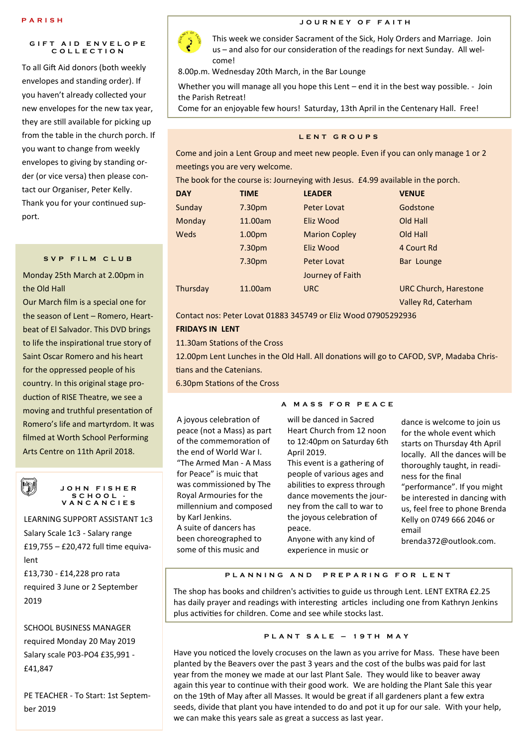# PARISH

## GIFT AID ENVELOPE COLLECTION

To all Gift Aid donors (both weekly envelopes and standing order). If you haven't already collected your new envelopes for the new tax year, they are still available for picking up from the table in the church porch. If you want to change from weekly envelopes to giving by standing order (or vice versa) then please contact our Organiser, Peter Kelly. Thank you for your continued support.

## SVP FILM CLUB

Monday 25th March at 2.00pm in the Old Hall

Our March film is a special one for the season of Lent – Romero, Heartbeat of El Salvador. This DVD brings to life the inspirational true story of Saint Oscar Romero and his heart for the oppressed people of his country. In this original stage production of RISE Theatre, we see a moving and truthful presentation of Romero's life and martyrdom. It was filmed at Worth School Performing Arts Centre on 11th April 2018.

## JOHN FISHER SCHOOL - VACANCIES

LEARNING SUPPORT ASSISTANT 1c3
Salary Scale 1c3 - Salary range £19,755 – £20,472 full time equivalent
£13,730 - £14,228 pro rata
required 3 June or 2 September 2019

SCHOOL BUSINESS MANAGER
required Monday 20 May 2019
Salary scale P03-PO4 £35,991 - £41,847

PE TEACHER - To Start: 1st September 2019

## JOURNEY OF FAITH

This week we consider Sacrament of the Sick, Holy Orders and Marriage. Join us – and also for our consideration of the readings for next Sunday. All welcome!

8.00p.m. Wednesday 20th March, in the Bar Lounge

Whether you will manage all you hope this Lent – end it in the best way possible. - Join the Parish Retreat!

Come for an enjoyable few hours! Saturday, 13th April in the Centenary Hall. Free!

## LENT GROUPS

Come and join a Lent Group and meet new people. Even if you can only manage 1 or 2 meetings you are very welcome.

The book for the course is: Journeying with Jesus. £4.99 available in the porch.

| DAY | TIME | LEADER | VENUE |
|---|---|---|---|
| Sunday | 7.30pm | Peter Lovat | Godstone |
| Monday | 11.00am | Eliz Wood | Old Hall |
| Weds | 1.00pm | Marion Copley | Old Hall |
| | 7.30pm | Eliz Wood | 4 Court Rd |
| | 7.30pm | Peter Lovat Journey of Faith | Bar Lounge |
| Thursday | 11.00am | URC | URC Church, Harestone Valley Rd, Caterham |

Contact nos: Peter Lovat 01883 345749 or Eliz Wood 07905292936

**FRIDAYS IN LENT**

11.30am Stations of the Cross

12.00pm Lent Lunches in the Old Hall. All donations will go to CAFOD, SVP, Madaba Christians and the Catenians.

6.30pm Stations of the Cross

## A MASS FOR PEACE

A joyous celebration of peace (not a Mass) as part of the commemoration of the end of World War I. "The Armed Man - A Mass for Peace" is muic that was commissioned by The Royal Armouries for the millennium and composed by Karl Jenkins.

A suite of dancers has been choreographed to some of this music and will be danced in Sacred Heart Church from 12 noon to 12:40pm on Saturday 6th April 2019.

This event is a gathering of people of various ages and abilities to express through dance movements the journey from the call to war to the joyous celebration of peace.

Anyone with any kind of experience in music or dance is welcome to join us for the whole event which starts on Thursday 4th April locally. All the dances will be thoroughly taught, in readiness for the final "performance". If you might be interested in dancing with us, feel free to phone Brenda Kelly on 0749 666 2046 or email brenda372@outlook.com.

## PLANNING AND PREPARING FOR LENT

The shop has books and children's activities to guide us through Lent. LENT EXTRA £2.25 has daily prayer and readings with interesting articles including one from Kathryn Jenkins plus activities for children. Come and see while stocks last.

## PLANT SALE – 19TH MAY

Have you noticed the lovely crocuses on the lawn as you arrive for Mass. These have been planted by the Beavers over the past 3 years and the cost of the bulbs was paid for last year from the money we made at our last Plant Sale. They would like to beaver away again this year to continue with their good work. We are holding the Plant Sale this year on the 19th of May after all Masses. It would be great if all gardeners plant a few extra seeds, divide that plant you have intended to do and pot it up for our sale. With your help, we can make this years sale as great a success as last year.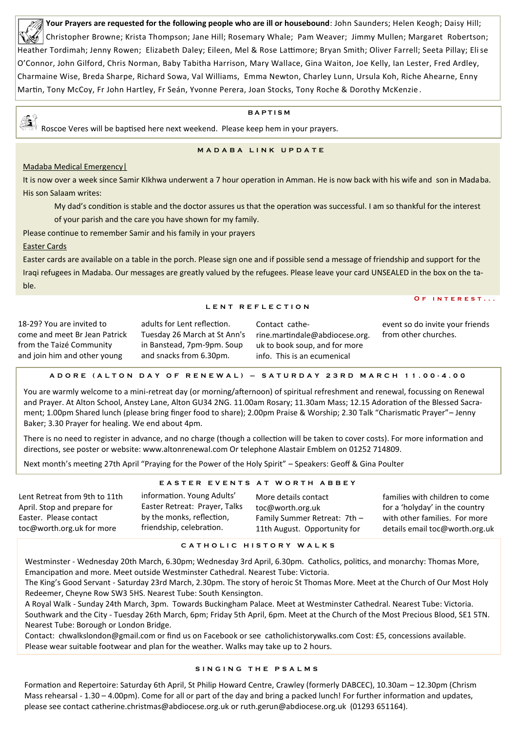**Your Prayers are requested for the following people who are ill or housebound**: John Saunders; Helen Keogh; Daisy Hill; Christopher Browne; Krista Thompson; Jane Hill; Rosemary Whale; Pam Weaver; Jimmy Mullen; Margaret Robertson; Heather Tordimah; Jenny Rowen; Elizabeth Daley; Eileen, Mel & Rose Lattimore; Bryan Smith; Oliver Farrell; Seeta Pillay; Elise O'Connor, John Gilford, Chris Norman, Baby Tabitha Harrison, Mary Wallace, Gina Waiton, Joe Kelly, Ian Lester, Fred Ardley, Charmaine Wise, Breda Sharpe, Richard Sowa, Val Williams, Emma Newton, Charley Lunn, Ursula Koh, Riche Ahearne, Enny Martin, Tony McCoy, Fr John Hartley, Fr Seán, Yvonne Perera, Joan Stocks, Tony Roche & Dorothy McKenzie.

## BAPTISM

Roscoe Veres will be baptised here next weekend. Please keep hem in your prayers.

## MADABA LINK UPDATE

Madaba Medical Emergency|

It is now over a week since Samir KIkhwa underwent a 7 hour operation in Amman. He is now back with his wife and son in Madaba. His son Salaam writes:

> My dad's condition is stable and the doctor assures us that the operation was successful. I am so thankful for the interest of your parish and the care you have shown for my family.

Please continue to remember Samir and his family in your prayers

Easter Cards

Easter cards are available on a table in the porch. Please sign one and if possible send a message of friendship and support for the Iraqi refugees in Madaba. Our messages are greatly valued by the refugees. Please leave your card UNSEALED in the box on the table.

**OF INTEREST...**

## LENT REFLECTION

18-29? You are invited to come and meet Br Jean Patrick from the Taizé Community and join him and other young adults for Lent reflection. Tuesday 26 March at St Ann's in Banstead, 7pm-9pm. Soup and snacks from 6.30pm. Contact catherine.martindale@abdiocese.org.uk to book soup, and for more info. This is an ecumenical event so do invite your friends from other churches.

## ADORE (ALTON DAY OF RENEWAL) – SATURDAY 23RD MARCH 11.00-4.00

You are warmly welcome to a mini-retreat day (or morning/afternoon) of spiritual refreshment and renewal, focussing on Renewal and Prayer. At Alton School, Anstey Lane, Alton GU34 2NG. 11.00am Rosary; 11.30am Mass; 12.15 Adoration of the Blessed Sacrament; 1.00pm Shared lunch (please bring finger food to share); 2.00pm Praise & Worship; 2.30 Talk "Charismatic Prayer"– Jenny Baker; 3.30 Prayer for healing. We end about 4pm.

There is no need to register in advance, and no charge (though a collection will be taken to cover costs). For more information and directions, see poster or website: www.altonrenewal.com Or telephone Alastair Emblem on 01252 714809.

Next month's meeting 27th April "Praying for the Power of the Holy Spirit" – Speakers: Geoff & Gina Poulter

## EASTER EVENTS AT WORTH ABBEY

Lent Retreat from 9th to 11th April. Stop and prepare for Easter. Please contact toc@worth.org.uk for more information. Young Adults' Easter Retreat: Prayer, Talks by the monks, reflection, friendship, celebration. More details contact toc@worth.org.uk Family Summer Retreat: 7th – 11th August. Opportunity for families with children to come for a 'holyday' in the country with other families. For more details email toc@worth.org.uk

## CATHOLIC HISTORY WALKS

Westminster - Wednesday 20th March, 6.30pm; Wednesday 3rd April, 6.30pm. Catholics, politics, and monarchy: Thomas More, Emancipation and more. Meet outside Westminster Cathedral. Nearest Tube: Victoria.

The King's Good Servant - Saturday 23rd March, 2.30pm. The story of heroic St Thomas More. Meet at the Church of Our Most Holy Redeemer, Cheyne Row SW3 5HS. Nearest Tube: South Kensington.

A Royal Walk - Sunday 24th March, 3pm. Towards Buckingham Palace. Meet at Westminster Cathedral. Nearest Tube: Victoria.

Southwark and the City - Tuesday 26th March, 6pm; Friday 5th April, 6pm. Meet at the Church of the Most Precious Blood, SE1 5TN. Nearest Tube: Borough or London Bridge.

Contact: chwalkslondon@gmail.com or find us on Facebook or see catholichistorywalks.com Cost: £5, concessions available. Please wear suitable footwear and plan for the weather. Walks may take up to 2 hours.

## SINGING THE PSALMS

Formation and Repertoire: Saturday 6th April, St Philip Howard Centre, Crawley (formerly DABCEC), 10.30am – 12.30pm (Chrism Mass rehearsal - 1.30 – 4.00pm). Come for all or part of the day and bring a packed lunch! For further information and updates, please see contact catherine.christmas@abdiocese.org.uk or ruth.gerun@abdiocese.org.uk (01293 651164).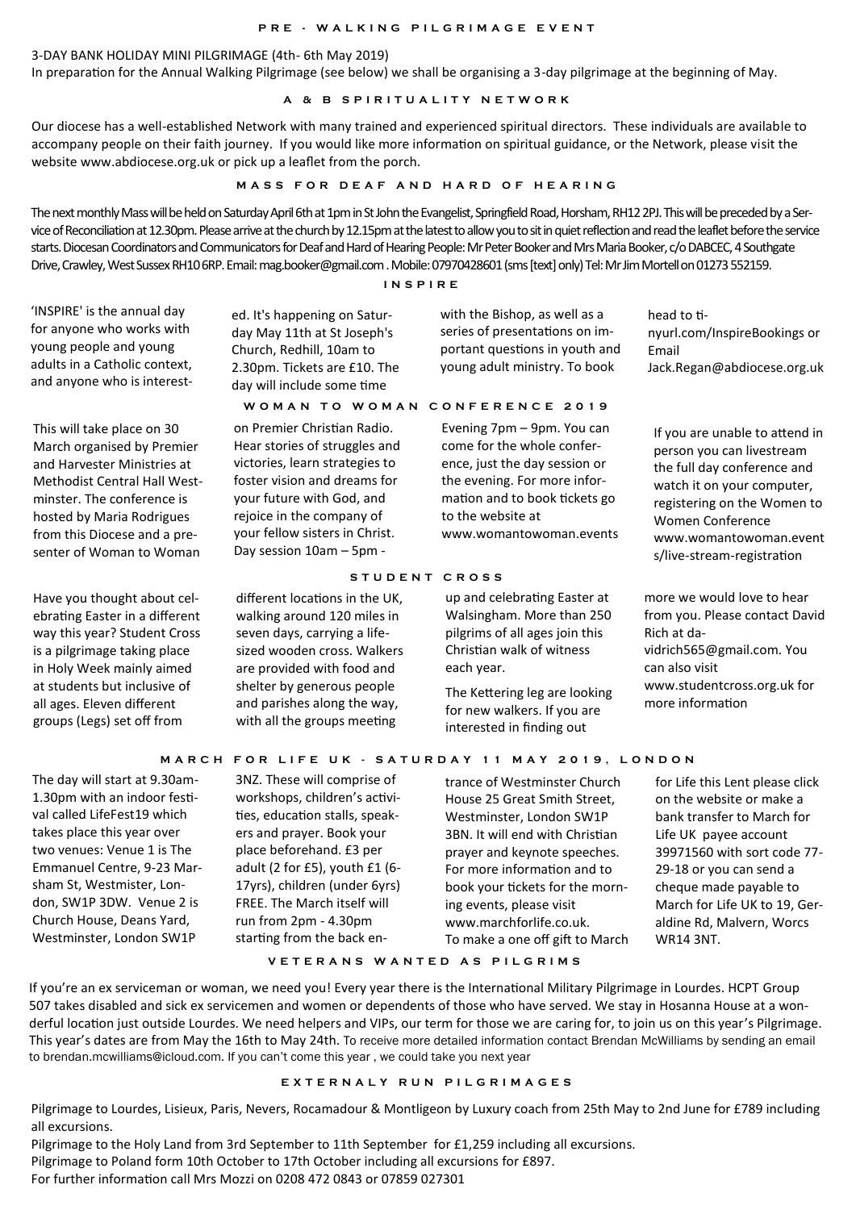## PRE - WALKING PILGRIMAGE EVENT

3-DAY BANK HOLIDAY MINI PILGRIMAGE (4th- 6th May 2019)
In preparation for the Annual Walking Pilgrimage (see below) we shall be organising a 3-day pilgrimage at the beginning of May.

## A & B SPIRITUALITY NETWORK

Our diocese has a well-established Network with many trained and experienced spiritual directors. These individuals are available to accompany people on their faith journey. If you would like more information on spiritual guidance, or the Network, please visit the website www.abdiocese.org.uk or pick up a leaflet from the porch.

## MASS FOR DEAF AND HARD OF HEARING

The next monthly Mass will be held on Saturday April 6th at 1pm in St John the Evangelist, Springfield Road, Horsham, RH12 2PJ. This will be preceded by a Service of Reconciliation at 12.30pm. Please arrive at the church by 12.15pm at the latest to allow you to sit in quiet reflection and read the leaflet before the service starts. Diocesan Coordinators and Communicators for Deaf and Hard of Hearing People: Mr Peter Booker and Mrs Maria Booker, c/o DABCEC, 4 Southgate Drive, Crawley, West Sussex RH10 6RP. Email: mag.booker@gmail.com . Mobile: 07970428601 (sms [text] only) Tel: Mr Jim Mortell on 01273 552159.

## INSPIRE

'INSPIRE' is the annual day for anyone who works with young people and young adults in a Catholic context, and anyone who is interested. It's happening on Saturday May 11th at St Joseph's Church, Redhill, 10am to 2.30pm. Tickets are £10. The day will include some time with the Bishop, as well as a series of presentations on important questions in youth and young adult ministry. To book head to tinyurl.com/InspireBookings or Email Jack.Regan@abdiocese.org.uk

## WOMAN TO WOMAN CONFERENCE 2019

This will take place on 30 March organised by Premier and Harvester Ministries at Methodist Central Hall Westminster. The conference is hosted by Maria Rodrigues from this Diocese and a presenter of Woman to Woman on Premier Christian Radio. Hear stories of struggles and victories, learn strategies to foster vision and dreams for your future with God, and rejoice in the company of your fellow sisters in Christ. Day session 10am – 5pm - Evening 7pm – 9pm. You can come for the whole conference, just the day session or the evening. For more information and to book tickets go to the website at www.womantowoman.events

If you are unable to attend in person you can livestream the full day conference and watch it on your computer, registering on the Women to Women Conference www.womantowoman.events/live-stream-registration

## STUDENT CROSS

Have you thought about celebrating Easter in a different way this year? Student Cross is a pilgrimage taking place in Holy Week mainly aimed at students but inclusive of all ages. Eleven different groups (Legs) set off from different locations in the UK, walking around 120 miles in seven days, carrying a life-sized wooden cross. Walkers are provided with food and shelter by generous people and parishes along the way, with all the groups meeting up and celebrating Easter at Walsingham. More than 250 pilgrims of all ages join this Christian walk of witness each year.

The Kettering leg are looking for new walkers. If you are interested in finding out more we would love to hear from you. Please contact David Rich at davidrich565@gmail.com. You can also visit www.studentcross.org.uk for more information

## MARCH FOR LIFE UK - SATURDAY 11 MAY 2019, LONDON

The day will start at 9.30am-1.30pm with an indoor festival called LifeFest19 which takes place this year over two venues: Venue 1 is The Emmanuel Centre, 9-23 Marsham St, Westmister, London, SW1P 3DW. Venue 2 is Church House, Deans Yard, Westminster, London SW1P 3NZ. These will comprise of workshops, children's activities, education stalls, speakers and prayer. Book your place beforehand. £3 per adult (2 for £5), youth £1 (6-17yrs), children (under 6yrs) FREE. The March itself will run from 2pm - 4.30pm starting from the back entrance of Westminster Church House 25 Great Smith Street, Westminster, London SW1P 3BN. It will end with Christian prayer and keynote speeches. For more information and to book your tickets for the morning events, please visit www.marchforlife.co.uk.
To make a one off gift to March for Life this Lent please click on the website or make a bank transfer to March for Life UK payee account 39971560 with sort code 77-29-18 or you can send a cheque made payable to March for Life UK to 19, Geraldine Rd, Malvern, Worcs WR14 3NT.

## VETERANS WANTED AS PILGRIMS

If you're an ex serviceman or woman, we need you! Every year there is the International Military Pilgrimage in Lourdes. HCPT Group 507 takes disabled and sick ex servicemen and women or dependents of those who have served. We stay in Hosanna House at a wonderful location just outside Lourdes. We need helpers and VIPs, our term for those we are caring for, to join us on this year's Pilgrimage. This year's dates are from May the 16th to May 24th. To receive more detailed information contact Brendan McWilliams by sending an email to brendan.mcwilliams@icloud.com. If you can't come this year , we could take you next year

## EXTERNALY RUN PILGRIMAGES

Pilgrimage to Lourdes, Lisieux, Paris, Nevers, Rocamadour & Montligeon by Luxury coach from 25th May to 2nd June for £789 including all excursions.
Pilgrimage to the Holy Land from 3rd September to 11th September for £1,259 including all excursions.
Pilgrimage to Poland form 10th October to 17th October including all excursions for £897.
For further information call Mrs Mozzi on 0208 472 0843 or 07859 027301